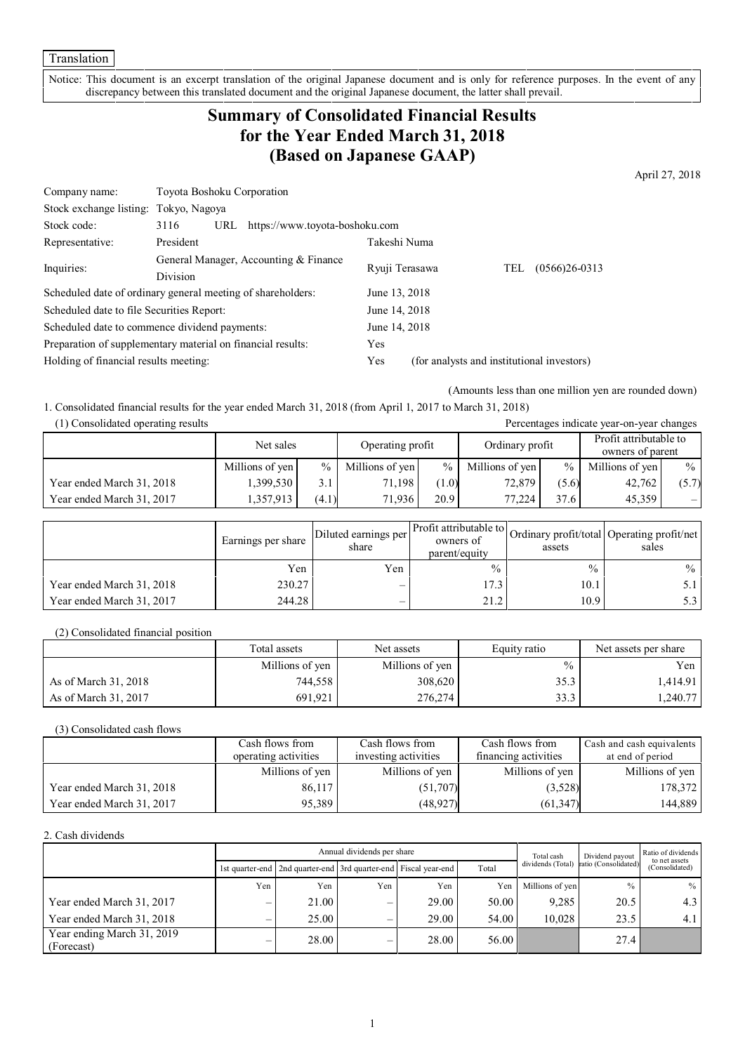Translation

Notice: This document is an excerpt translation of the original Japanese document and is only for reference purposes. In the event of any discrepancy between this translated document and the original Japanese document, the latter shall prevail.

# Summary of Consolidated Financial Results for the Year Ended March 31, 2018 (Based on Japanese GAAP)

April 27, 2018

| | | | | |
|---|---|---|---|---|
| Company name: | Toyota Boshoku Corporation | | | |
| Stock exchange listing: | Tokyo, Nagoya | | | |
| Stock code: | 3116 URL https://www.toyota-boshoku.com | | | |
| Representative: | President | Takeshi Numa | | |
| Inquiries: | General Manager, Accounting & Finance Division | Ryuji Terasawa | TEL | (0566)26-0313 |

Scheduled date of ordinary general meeting of shareholders: June 13, 2018
Scheduled date to file Securities Report: June 14, 2018
Scheduled date to commence dividend payments: June 14, 2018
Preparation of supplementary material on financial results: Yes
Holding of financial results meeting: Yes (for analysts and institutional investors)

(Amounts less than one million yen are rounded down)

1. Consolidated financial results for the year ended March 31, 2018 (from April 1, 2017 to March 31, 2018)

(1) Consolidated operating results

Percentages indicate year-on-year changes

| | Net sales | | Operating profit | | Ordinary profit | | Profit attributable to owners of parent | |
|---|---|---|---|---|---|---|---|---|
| | Millions of yen | % | Millions of yen | % | Millions of yen | % | Millions of yen | % |
| Year ended March 31, 2018 | 1,399,530 | 3.1 | 71,198 | (1.0) | 72,879 | (5.6) | 42,762 | (5.7) |
| Year ended March 31, 2017 | 1,357,913 | (4.1) | 71,936 | 20.9 | 77,224 | 37.6 | 45,359 | – |

| | Earnings per share | Diluted earnings per share | Profit attributable to owners of parent/equity | Ordinary profit/total assets | Operating profit/net sales |
|---|---|---|---|---|---|
| | Yen | Yen | % | % | % |
| Year ended March 31, 2018 | 230.27 | – | 17.3 | 10.1 | 5.1 |
| Year ended March 31, 2017 | 244.28 | – | 21.2 | 10.9 | 5.3 |

(2) Consolidated financial position

| | Total assets | Net assets | Equity ratio | Net assets per share |
|---|---|---|---|---|
| | Millions of yen | Millions of yen | % | Yen |
| As of March 31, 2018 | 744,558 | 308,620 | 35.3 | 1,414.91 |
| As of March 31, 2017 | 691,921 | 276,274 | 33.3 | 1,240.77 |

(3) Consolidated cash flows

| | Cash flows from operating activities | Cash flows from investing activities | Cash flows from financing activities | Cash and cash equivalents at end of period |
|---|---|---|---|---|
| | Millions of yen | Millions of yen | Millions of yen | Millions of yen |
| Year ended March 31, 2018 | 86,117 | (51,707) | (3,528) | 178,372 |
| Year ended March 31, 2017 | 95,389 | (48,927) | (61,347) | 144,889 |

2. Cash dividends

| | Annual dividends per share | | | | | Total cash dividends (Total) | Dividend payout ratio (Consolidated) | Ratio of dividends to net assets (Consolidated) |
|---|---|---|---|---|---|---|---|---|
| | 1st quarter-end | 2nd quarter-end | 3rd quarter-end | Fiscal year-end | Total | | | |
| | Yen | Yen | Yen | Yen | Yen | Millions of yen | % | % |
| Year ended March 31, 2017 | – | 21.00 | – | 29.00 | 50.00 | 9,285 | 20.5 | 4.3 |
| Year ended March 31, 2018 | – | 25.00 | – | 29.00 | 54.00 | 10,028 | 23.5 | 4.1 |
| Year ending March 31, 2019 (Forecast) | – | 28.00 | – | 28.00 | 56.00 | | 27.4 | |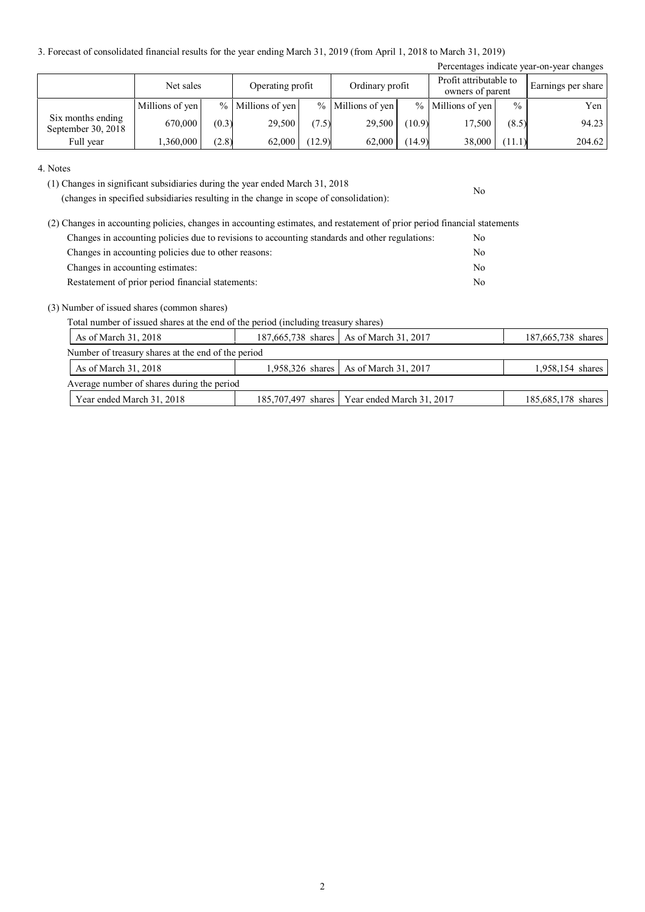3. Forecast of consolidated financial results for the year ending March 31, 2019 (from April 1, 2018 to March 31, 2019)

Percentages indicate year-on-year changes

| | Net sales | | Operating profit | | Ordinary profit | | Profit attributable to owners of parent | | Earnings per share |
|---|---|---|---|---|---|---|---|---|---|
| | Millions of yen | % | Millions of yen | % | Millions of yen | % | Millions of yen | % | Yen |
| Six months ending September 30, 2018 | 670,000 | (0.3) | 29,500 | (7.5) | 29,500 | (10.9) | 17,500 | (8.5) | 94.23 |
| Full year | 1,360,000 | (2.8) | 62,000 | (12.9) | 62,000 | (14.9) | 38,000 | (11.1) | 204.62 |

4. Notes

(1) Changes in significant subsidiaries during the year ended March 31, 2018 (changes in specified subsidiaries resulting in the change in scope of consolidation): No

(2) Changes in accounting policies, changes in accounting estimates, and restatement of prior period financial statements

| | |
|---|---|
| Changes in accounting policies due to revisions to accounting standards and other regulations: | No |
| Changes in accounting policies due to other reasons: | No |
| Changes in accounting estimates: | No |
| Restatement of prior period financial statements: | No |

(3) Number of issued shares (common shares)

Total number of issued shares at the end of the period (including treasury shares)

| | | | |
|---|---|---|---|
| As of March 31, 2018 | 187,665,738 shares | As of March 31, 2017 | 187,665,738 shares |

Number of treasury shares at the end of the period

| | | | |
|---|---|---|---|
| As of March 31, 2018 | 1,958,326 shares | As of March 31, 2017 | 1,958,154 shares |

Average number of shares during the period

| | | | |
|---|---|---|---|
| Year ended March 31, 2018 | 185,707,497 shares | Year ended March 31, 2017 | 185,685,178 shares |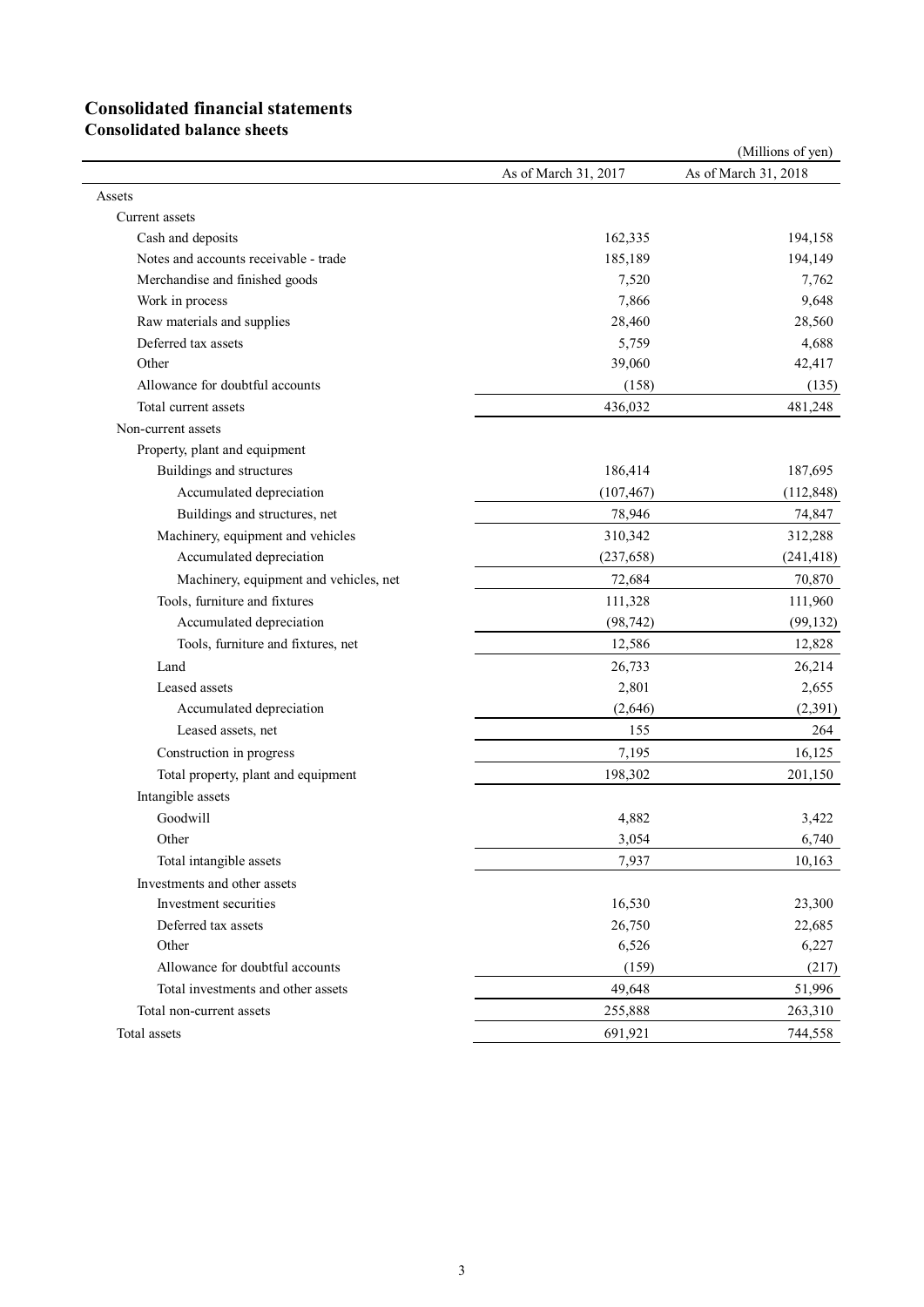## Consolidated financial statements

### Consolidated balance sheets

(Millions of yen)

| | As of March 31, 2017 | As of March 31, 2018 |
|---|---|---|
| Assets | | |
| Current assets | | |
| Cash and deposits | 162,335 | 194,158 |
| Notes and accounts receivable - trade | 185,189 | 194,149 |
| Merchandise and finished goods | 7,520 | 7,762 |
| Work in process | 7,866 | 9,648 |
| Raw materials and supplies | 28,460 | 28,560 |
| Deferred tax assets | 5,759 | 4,688 |
| Other | 39,060 | 42,417 |
| Allowance for doubtful accounts | (158) | (135) |
| Total current assets | 436,032 | 481,248 |
| Non-current assets | | |
| Property, plant and equipment | | |
| Buildings and structures | 186,414 | 187,695 |
| Accumulated depreciation | (107,467) | (112,848) |
| Buildings and structures, net | 78,946 | 74,847 |
| Machinery, equipment and vehicles | 310,342 | 312,288 |
| Accumulated depreciation | (237,658) | (241,418) |
| Machinery, equipment and vehicles, net | 72,684 | 70,870 |
| Tools, furniture and fixtures | 111,328 | 111,960 |
| Accumulated depreciation | (98,742) | (99,132) |
| Tools, furniture and fixtures, net | 12,586 | 12,828 |
| Land | 26,733 | 26,214 |
| Leased assets | 2,801 | 2,655 |
| Accumulated depreciation | (2,646) | (2,391) |
| Leased assets, net | 155 | 264 |
| Construction in progress | 7,195 | 16,125 |
| Total property, plant and equipment | 198,302 | 201,150 |
| Intangible assets | | |
| Goodwill | 4,882 | 3,422 |
| Other | 3,054 | 6,740 |
| Total intangible assets | 7,937 | 10,163 |
| Investments and other assets | | |
| Investment securities | 16,530 | 23,300 |
| Deferred tax assets | 26,750 | 22,685 |
| Other | 6,526 | 6,227 |
| Allowance for doubtful accounts | (159) | (217) |
| Total investments and other assets | 49,648 | 51,996 |
| Total non-current assets | 255,888 | 263,310 |
| Total assets | 691,921 | 744,558 |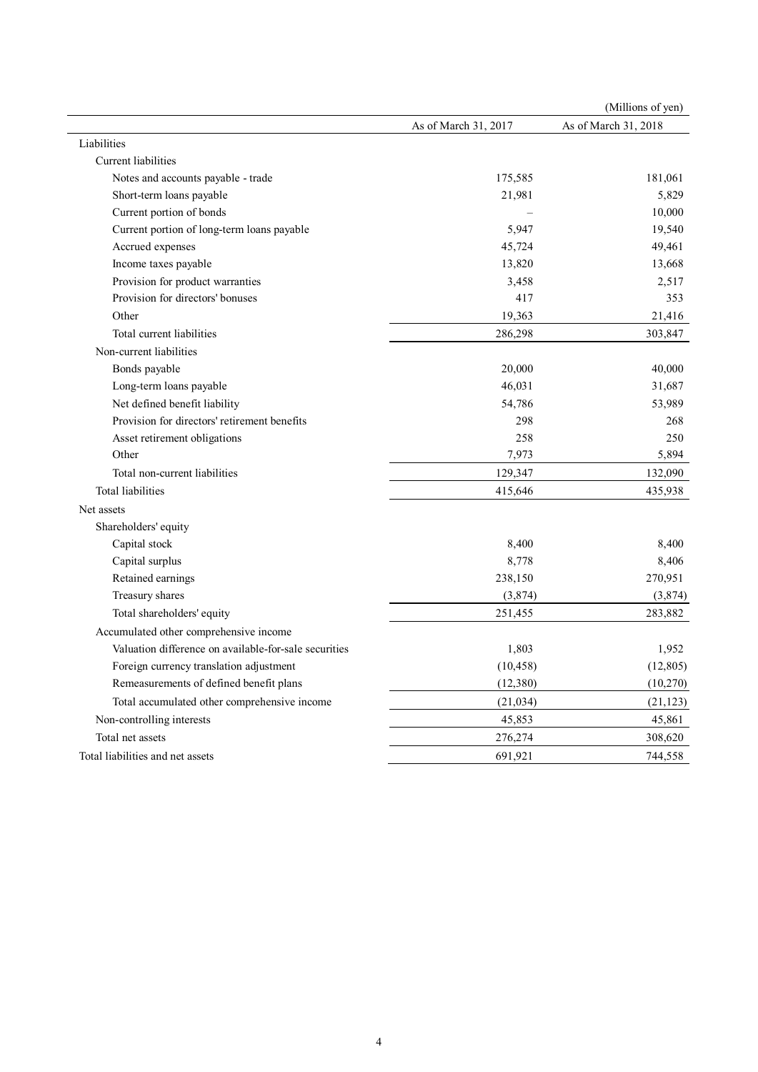(Millions of yen)

| | As of March 31, 2017 | As of March 31, 2018 |
|---|---|---|
| Liabilities | | |
| Current liabilities | | |
| Notes and accounts payable - trade | 175,585 | 181,061 |
| Short-term loans payable | 21,981 | 5,829 |
| Current portion of bonds | – | 10,000 |
| Current portion of long-term loans payable | 5,947 | 19,540 |
| Accrued expenses | 45,724 | 49,461 |
| Income taxes payable | 13,820 | 13,668 |
| Provision for product warranties | 3,458 | 2,517 |
| Provision for directors' bonuses | 417 | 353 |
| Other | 19,363 | 21,416 |
| Total current liabilities | 286,298 | 303,847 |
| Non-current liabilities | | |
| Bonds payable | 20,000 | 40,000 |
| Long-term loans payable | 46,031 | 31,687 |
| Net defined benefit liability | 54,786 | 53,989 |
| Provision for directors' retirement benefits | 298 | 268 |
| Asset retirement obligations | 258 | 250 |
| Other | 7,973 | 5,894 |
| Total non-current liabilities | 129,347 | 132,090 |
| Total liabilities | 415,646 | 435,938 |
| Net assets | | |
| Shareholders' equity | | |
| Capital stock | 8,400 | 8,400 |
| Capital surplus | 8,778 | 8,406 |
| Retained earnings | 238,150 | 270,951 |
| Treasury shares | (3,874) | (3,874) |
| Total shareholders' equity | 251,455 | 283,882 |
| Accumulated other comprehensive income | | |
| Valuation difference on available-for-sale securities | 1,803 | 1,952 |
| Foreign currency translation adjustment | (10,458) | (12,805) |
| Remeasurements of defined benefit plans | (12,380) | (10,270) |
| Total accumulated other comprehensive income | (21,034) | (21,123) |
| Non-controlling interests | 45,853 | 45,861 |
| Total net assets | 276,274 | 308,620 |
| Total liabilities and net assets | 691,921 | 744,558 |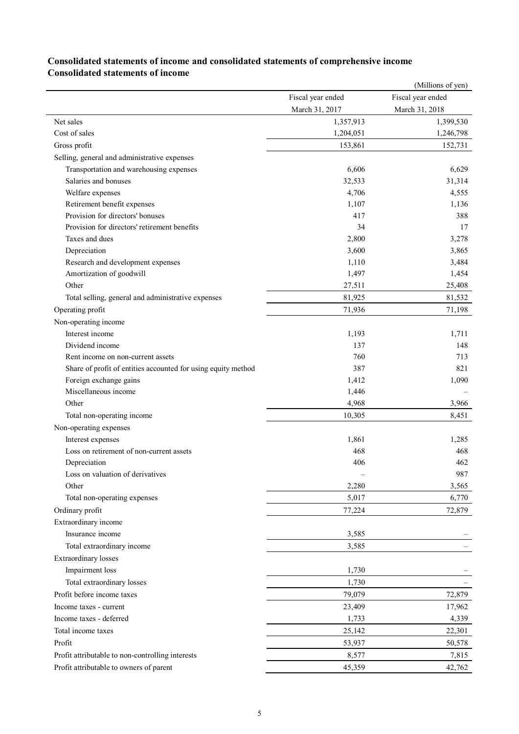## Consolidated statements of income and consolidated statements of comprehensive income

### Consolidated statements of income

(Millions of yen)

| | Fiscal year ended March 31, 2017 | Fiscal year ended March 31, 2018 |
|---|---|---|
| Net sales | 1,357,913 | 1,399,530 |
| Cost of sales | 1,204,051 | 1,246,798 |
| Gross profit | 153,861 | 152,731 |
| Selling, general and administrative expenses | | |
| Transportation and warehousing expenses | 6,606 | 6,629 |
| Salaries and bonuses | 32,533 | 31,314 |
| Welfare expenses | 4,706 | 4,555 |
| Retirement benefit expenses | 1,107 | 1,136 |
| Provision for directors' bonuses | 417 | 388 |
| Provision for directors' retirement benefits | 34 | 17 |
| Taxes and dues | 2,800 | 3,278 |
| Depreciation | 3,600 | 3,865 |
| Research and development expenses | 1,110 | 3,484 |
| Amortization of goodwill | 1,497 | 1,454 |
| Other | 27,511 | 25,408 |
| Total selling, general and administrative expenses | 81,925 | 81,532 |
| Operating profit | 71,936 | 71,198 |
| Non-operating income | | |
| Interest income | 1,193 | 1,711 |
| Dividend income | 137 | 148 |
| Rent income on non-current assets | 760 | 713 |
| Share of profit of entities accounted for using equity method | 387 | 821 |
| Foreign exchange gains | 1,412 | 1,090 |
| Miscellaneous income | 1,446 | – |
| Other | 4,968 | 3,966 |
| Total non-operating income | 10,305 | 8,451 |
| Non-operating expenses | | |
| Interest expenses | 1,861 | 1,285 |
| Loss on retirement of non-current assets | 468 | 468 |
| Depreciation | 406 | 462 |
| Loss on valuation of derivatives | – | 987 |
| Other | 2,280 | 3,565 |
| Total non-operating expenses | 5,017 | 6,770 |
| Ordinary profit | 77,224 | 72,879 |
| Extraordinary income | | |
| Insurance income | 3,585 | – |
| Total extraordinary income | 3,585 | – |
| Extraordinary losses | | |
| Impairment loss | 1,730 | – |
| Total extraordinary losses | 1,730 | – |
| Profit before income taxes | 79,079 | 72,879 |
| Income taxes - current | 23,409 | 17,962 |
| Income taxes - deferred | 1,733 | 4,339 |
| Total income taxes | 25,142 | 22,301 |
| Profit | 53,937 | 50,578 |
| Profit attributable to non-controlling interests | 8,577 | 7,815 |
| Profit attributable to owners of parent | 45,359 | 42,762 |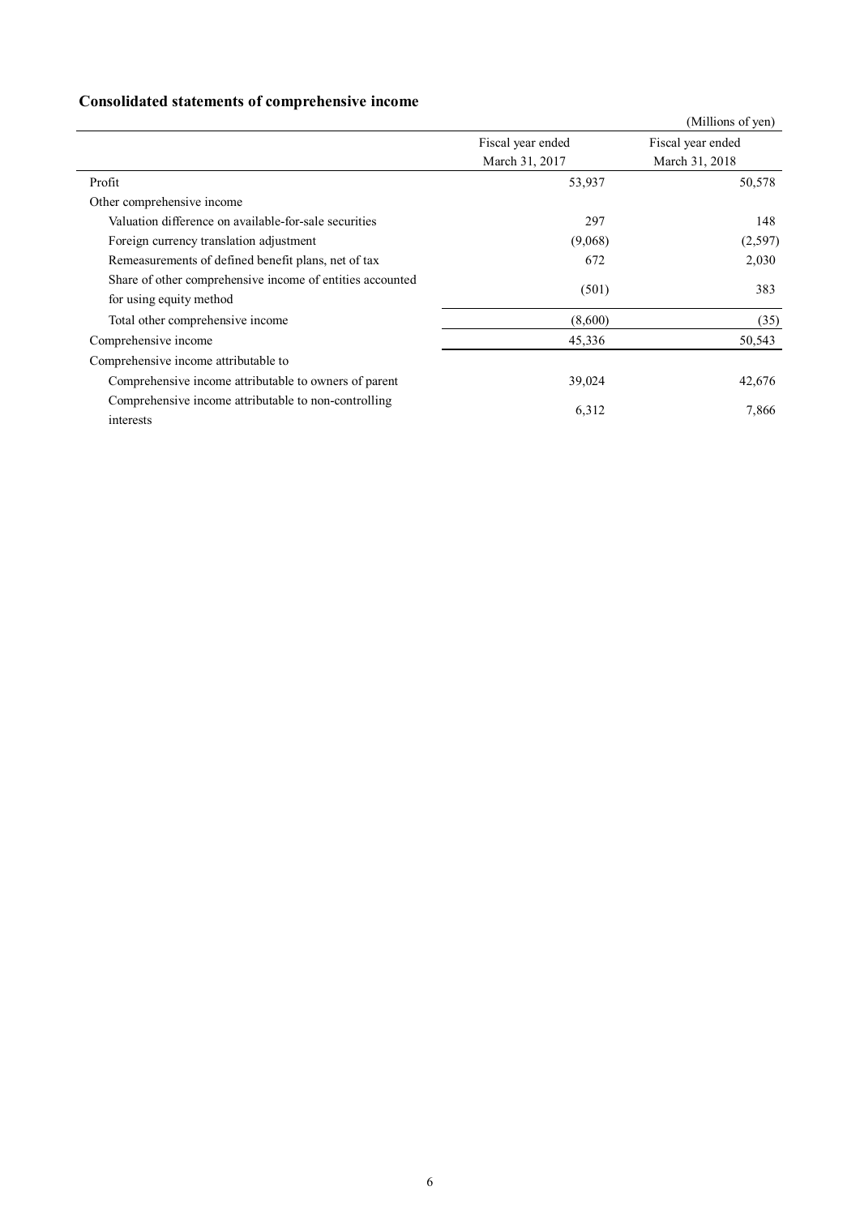## Consolidated statements of comprehensive income

(Millions of yen)

| | Fiscal year ended March 31, 2017 | Fiscal year ended March 31, 2018 |
|---|---|---|
| Profit | 53,937 | 50,578 |
| Other comprehensive income | | |
| Valuation difference on available-for-sale securities | 297 | 148 |
| Foreign currency translation adjustment | (9,068) | (2,597) |
| Remeasurements of defined benefit plans, net of tax | 672 | 2,030 |
| Share of other comprehensive income of entities accounted for using equity method | (501) | 383 |
| Total other comprehensive income | (8,600) | (35) |
| Comprehensive income | 45,336 | 50,543 |
| Comprehensive income attributable to | | |
| Comprehensive income attributable to owners of parent | 39,024 | 42,676 |
| Comprehensive income attributable to non-controlling interests | 6,312 | 7,866 |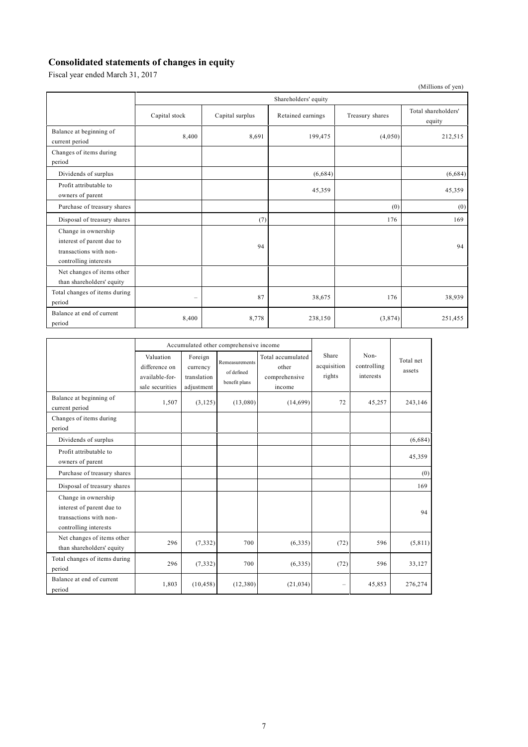# Consolidated statements of changes in equity

Fiscal year ended March 31, 2017

(Millions of yen)

| | Shareholders' equity | | | | |
|---|---|---|---|---|---|
| | Capital stock | Capital surplus | Retained earnings | Treasury shares | Total shareholders' equity |
| Balance at beginning of current period | 8,400 | 8,691 | 199,475 | (4,050) | 212,515 |
| Changes of items during period | | | | | |
| Dividends of surplus | | | (6,684) | | (6,684) |
| Profit attributable to owners of parent | | | 45,359 | | 45,359 |
| Purchase of treasury shares | | | | (0) | (0) |
| Disposal of treasury shares | | (7) | | 176 | 169 |
| Change in ownership interest of parent due to transactions with non-controlling interests | | 94 | | | 94 |
| Net changes of items other than shareholders' equity | | | | | |
| Total changes of items during period | – | 87 | 38,675 | 176 | 38,939 |
| Balance at end of current period | 8,400 | 8,778 | 238,150 | (3,874) | 251,455 |

| | Accumulated other comprehensive income | | | | Share acquisition rights | Non-controlling interests | Total net assets |
|---|---|---|---|---|---|---|---|
| | Valuation difference on available-for-sale securities | Foreign currency translation adjustment | Remeasurements of defined benefit plans | Total accumulated other comprehensive income | | | |
| Balance at beginning of current period | 1,507 | (3,125) | (13,080) | (14,699) | 72 | 45,257 | 243,146 |
| Changes of items during period | | | | | | | |
| Dividends of surplus | | | | | | | (6,684) |
| Profit attributable to owners of parent | | | | | | | 45,359 |
| Purchase of treasury shares | | | | | | | (0) |
| Disposal of treasury shares | | | | | | | 169 |
| Change in ownership interest of parent due to transactions with non-controlling interests | | | | | | | 94 |
| Net changes of items other than shareholders' equity | 296 | (7,332) | 700 | (6,335) | (72) | 596 | (5,811) |
| Total changes of items during period | 296 | (7,332) | 700 | (6,335) | (72) | 596 | 33,127 |
| Balance at end of current period | 1,803 | (10,458) | (12,380) | (21,034) | – | 45,853 | 276,274 |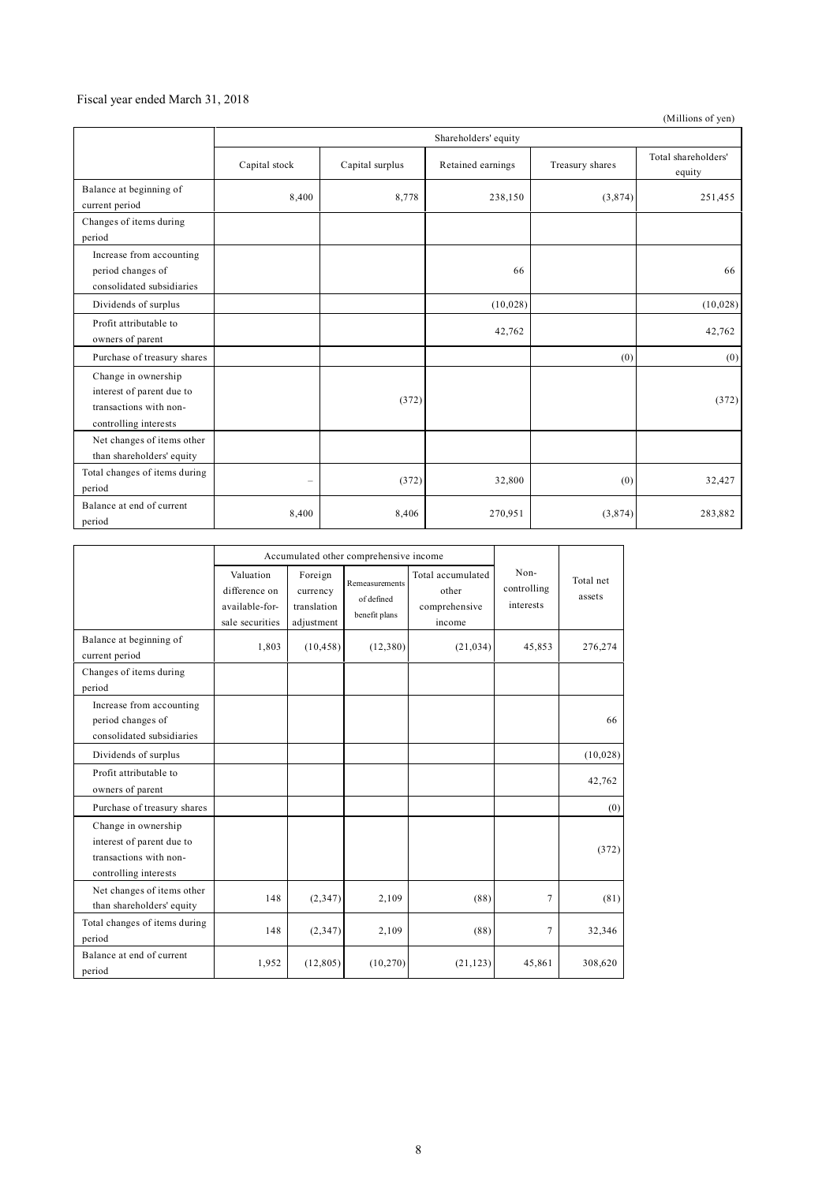Fiscal year ended March 31, 2018

(Millions of yen)

| | Shareholders' equity | | | | |
|---|---|---|---|---|---|
| | Capital stock | Capital surplus | Retained earnings | Treasury shares | Total shareholders' equity |
| Balance at beginning of current period | 8,400 | 8,778 | 238,150 | (3,874) | 251,455 |
| Changes of items during period | | | | | |
| Increase from accounting period changes of consolidated subsidiaries | | | 66 | | 66 |
| Dividends of surplus | | | (10,028) | | (10,028) |
| Profit attributable to owners of parent | | | 42,762 | | 42,762 |
| Purchase of treasury shares | | | | (0) | (0) |
| Change in ownership interest of parent due to transactions with non-controlling interests | | (372) | | | (372) |
| Net changes of items other than shareholders' equity | | | | | |
| Total changes of items during period | – | (372) | 32,800 | (0) | 32,427 |
| Balance at end of current period | 8,400 | 8,406 | 270,951 | (3,874) | 283,882 |

| | Accumulated other comprehensive income | | | | Non-controlling interests | Total net assets |
|---|---|---|---|---|---|---|
| | Valuation difference on available-for-sale securities | Foreign currency translation adjustment | Remeasurements of defined benefit plans | Total accumulated other comprehensive income | | |
| Balance at beginning of current period | 1,803 | (10,458) | (12,380) | (21,034) | 45,853 | 276,274 |
| Changes of items during period | | | | | | |
| Increase from accounting period changes of consolidated subsidiaries | | | | | | 66 |
| Dividends of surplus | | | | | | (10,028) |
| Profit attributable to owners of parent | | | | | | 42,762 |
| Purchase of treasury shares | | | | | | (0) |
| Change in ownership interest of parent due to transactions with non-controlling interests | | | | | | (372) |
| Net changes of items other than shareholders' equity | 148 | (2,347) | 2,109 | (88) | 7 | (81) |
| Total changes of items during period | 148 | (2,347) | 2,109 | (88) | 7 | 32,346 |
| Balance at end of current period | 1,952 | (12,805) | (10,270) | (21,123) | 45,861 | 308,620 |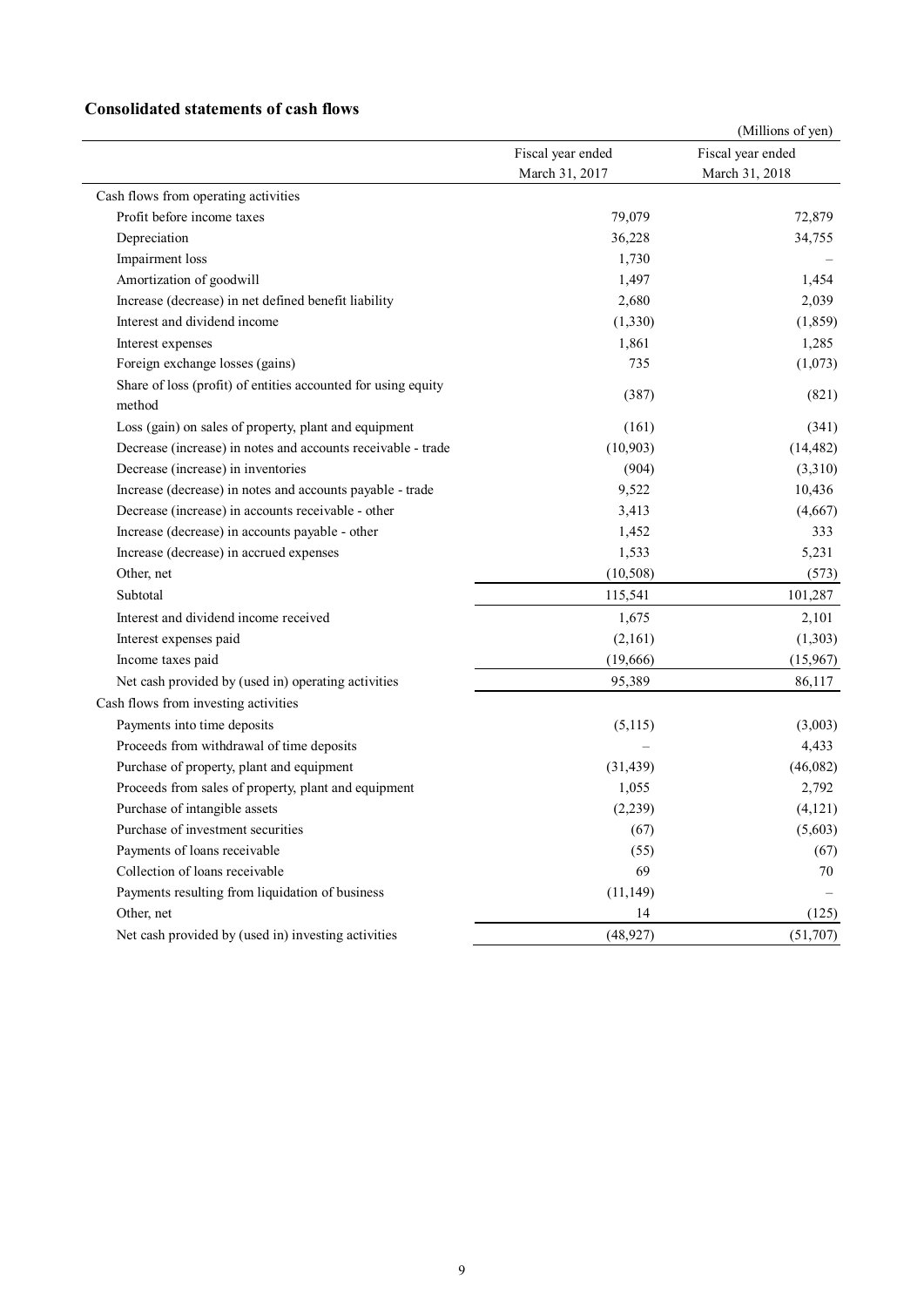## Consolidated statements of cash flows

(Millions of yen)

| | Fiscal year ended March 31, 2017 | Fiscal year ended March 31, 2018 |
|---|---|---|
| Cash flows from operating activities | | |
| Profit before income taxes | 79,079 | 72,879 |
| Depreciation | 36,228 | 34,755 |
| Impairment loss | 1,730 | – |
| Amortization of goodwill | 1,497 | 1,454 |
| Increase (decrease) in net defined benefit liability | 2,680 | 2,039 |
| Interest and dividend income | (1,330) | (1,859) |
| Interest expenses | 1,861 | 1,285 |
| Foreign exchange losses (gains) | 735 | (1,073) |
| Share of loss (profit) of entities accounted for using equity method | (387) | (821) |
| Loss (gain) on sales of property, plant and equipment | (161) | (341) |
| Decrease (increase) in notes and accounts receivable - trade | (10,903) | (14,482) |
| Decrease (increase) in inventories | (904) | (3,310) |
| Increase (decrease) in notes and accounts payable - trade | 9,522 | 10,436 |
| Decrease (increase) in accounts receivable - other | 3,413 | (4,667) |
| Increase (decrease) in accounts payable - other | 1,452 | 333 |
| Increase (decrease) in accrued expenses | 1,533 | 5,231 |
| Other, net | (10,508) | (573) |
| Subtotal | 115,541 | 101,287 |
| Interest and dividend income received | 1,675 | 2,101 |
| Interest expenses paid | (2,161) | (1,303) |
| Income taxes paid | (19,666) | (15,967) |
| Net cash provided by (used in) operating activities | 95,389 | 86,117 |
| Cash flows from investing activities | | |
| Payments into time deposits | (5,115) | (3,003) |
| Proceeds from withdrawal of time deposits | – | 4,433 |
| Purchase of property, plant and equipment | (31,439) | (46,082) |
| Proceeds from sales of property, plant and equipment | 1,055 | 2,792 |
| Purchase of intangible assets | (2,239) | (4,121) |
| Purchase of investment securities | (67) | (5,603) |
| Payments of loans receivable | (55) | (67) |
| Collection of loans receivable | 69 | 70 |
| Payments resulting from liquidation of business | (11,149) | – |
| Other, net | 14 | (125) |
| Net cash provided by (used in) investing activities | (48,927) | (51,707) |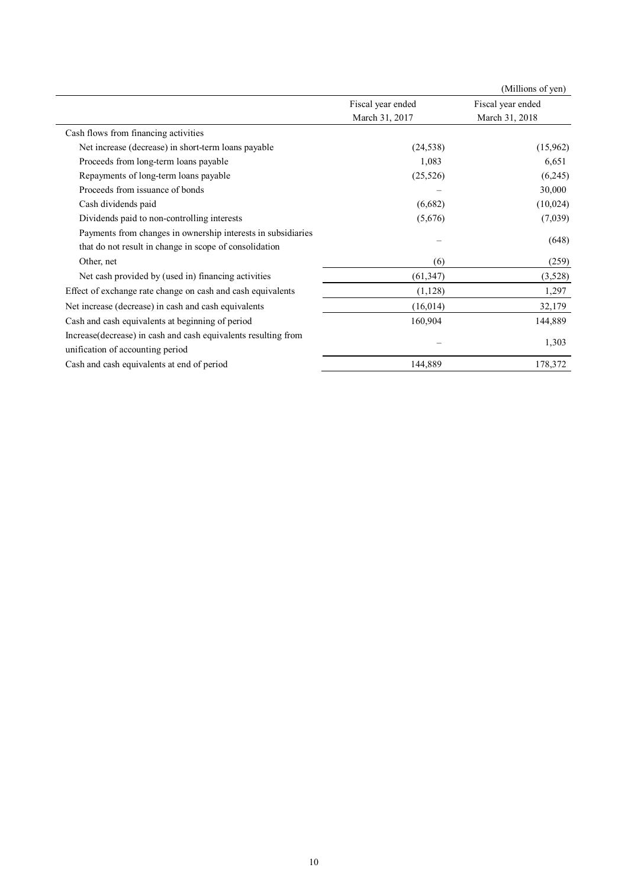(Millions of yen)

| | Fiscal year ended March 31, 2017 | Fiscal year ended March 31, 2018 |
|---|---|---|
| Cash flows from financing activities | | |
| Net increase (decrease) in short-term loans payable | (24,538) | (15,962) |
| Proceeds from long-term loans payable | 1,083 | 6,651 |
| Repayments of long-term loans payable | (25,526) | (6,245) |
| Proceeds from issuance of bonds | – | 30,000 |
| Cash dividends paid | (6,682) | (10,024) |
| Dividends paid to non-controlling interests | (5,676) | (7,039) |
| Payments from changes in ownership interests in subsidiaries that do not result in change in scope of consolidation | – | (648) |
| Other, net | (6) | (259) |
| Net cash provided by (used in) financing activities | (61,347) | (3,528) |
| Effect of exchange rate change on cash and cash equivalents | (1,128) | 1,297 |
| Net increase (decrease) in cash and cash equivalents | (16,014) | 32,179 |
| Cash and cash equivalents at beginning of period | 160,904 | 144,889 |
| Increase(decrease) in cash and cash equivalents resulting from unification of accounting period | – | 1,303 |
| Cash and cash equivalents at end of period | 144,889 | 178,372 |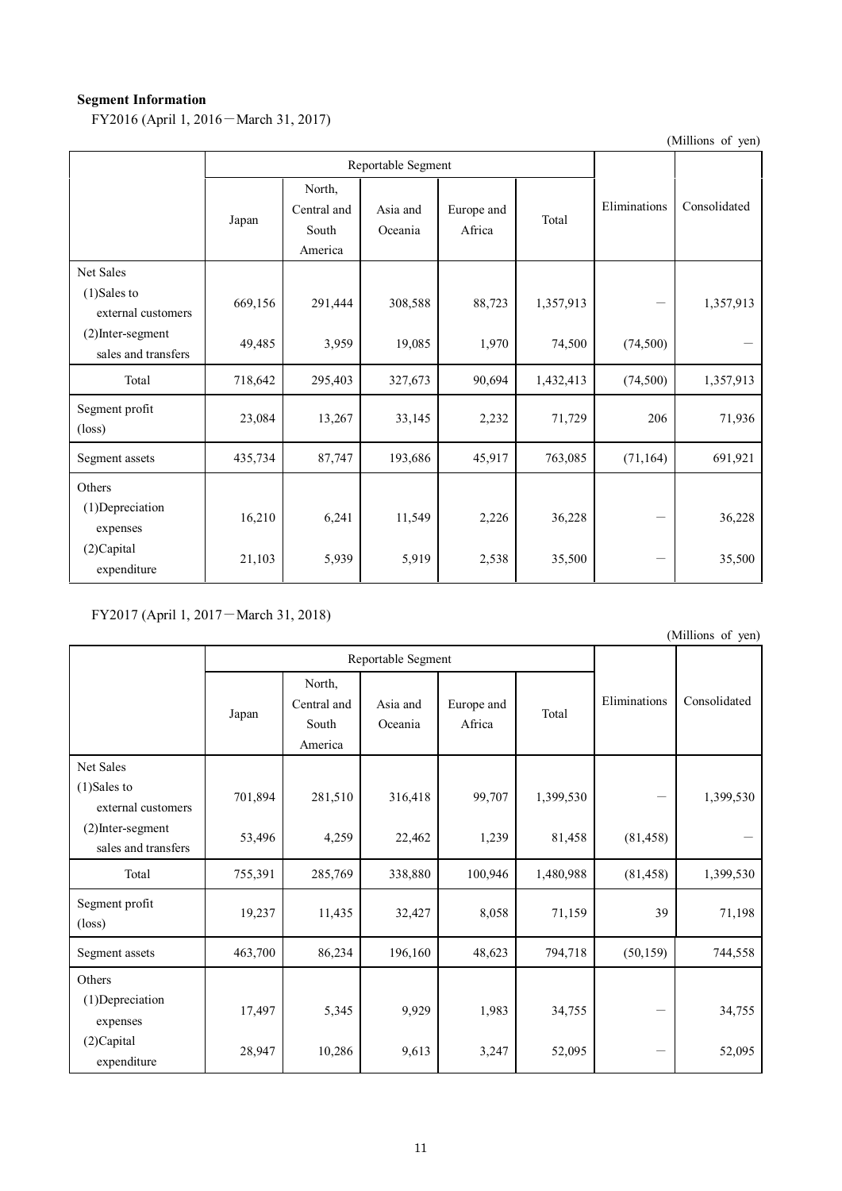**Segment Information**

FY2016 (April 1, 2016－March 31, 2017)

(Millions of yen)

| | Reportable Segment | | | | | Eliminations | Consolidated |
|---|---|---|---|---|---|---|---|
| | Japan | North, Central and South America | Asia and Oceania | Europe and Africa | Total | | |
| Net Sales | | | | | | | |
| (1)Sales to external customers | 669,156 | 291,444 | 308,588 | 88,723 | 1,357,913 | － | 1,357,913 |
| (2)Inter-segment sales and transfers | 49,485 | 3,959 | 19,085 | 1,970 | 74,500 | (74,500) | － |
| Total | 718,642 | 295,403 | 327,673 | 90,694 | 1,432,413 | (74,500) | 1,357,913 |
| Segment profit (loss) | 23,084 | 13,267 | 33,145 | 2,232 | 71,729 | 206 | 71,936 |
| Segment assets | 435,734 | 87,747 | 193,686 | 45,917 | 763,085 | (71,164) | 691,921 |
| Others | | | | | | | |
| (1)Depreciation expenses | 16,210 | 6,241 | 11,549 | 2,226 | 36,228 | － | 36,228 |
| (2)Capital expenditure | 21,103 | 5,939 | 5,919 | 2,538 | 35,500 | － | 35,500 |

FY2017 (April 1, 2017－March 31, 2018)

(Millions of yen)

| | Reportable Segment | | | | | Eliminations | Consolidated |
|---|---|---|---|---|---|---|---|
| | Japan | North, Central and South America | Asia and Oceania | Europe and Africa | Total | | |
| Net Sales | | | | | | | |
| (1)Sales to external customers | 701,894 | 281,510 | 316,418 | 99,707 | 1,399,530 | － | 1,399,530 |
| (2)Inter-segment sales and transfers | 53,496 | 4,259 | 22,462 | 1,239 | 81,458 | (81,458) | － |
| Total | 755,391 | 285,769 | 338,880 | 100,946 | 1,480,988 | (81,458) | 1,399,530 |
| Segment profit (loss) | 19,237 | 11,435 | 32,427 | 8,058 | 71,159 | 39 | 71,198 |
| Segment assets | 463,700 | 86,234 | 196,160 | 48,623 | 794,718 | (50,159) | 744,558 |
| Others | | | | | | | |
| (1)Depreciation expenses | 17,497 | 5,345 | 9,929 | 1,983 | 34,755 | － | 34,755 |
| (2)Capital expenditure | 28,947 | 10,286 | 9,613 | 3,247 | 52,095 | － | 52,095 |